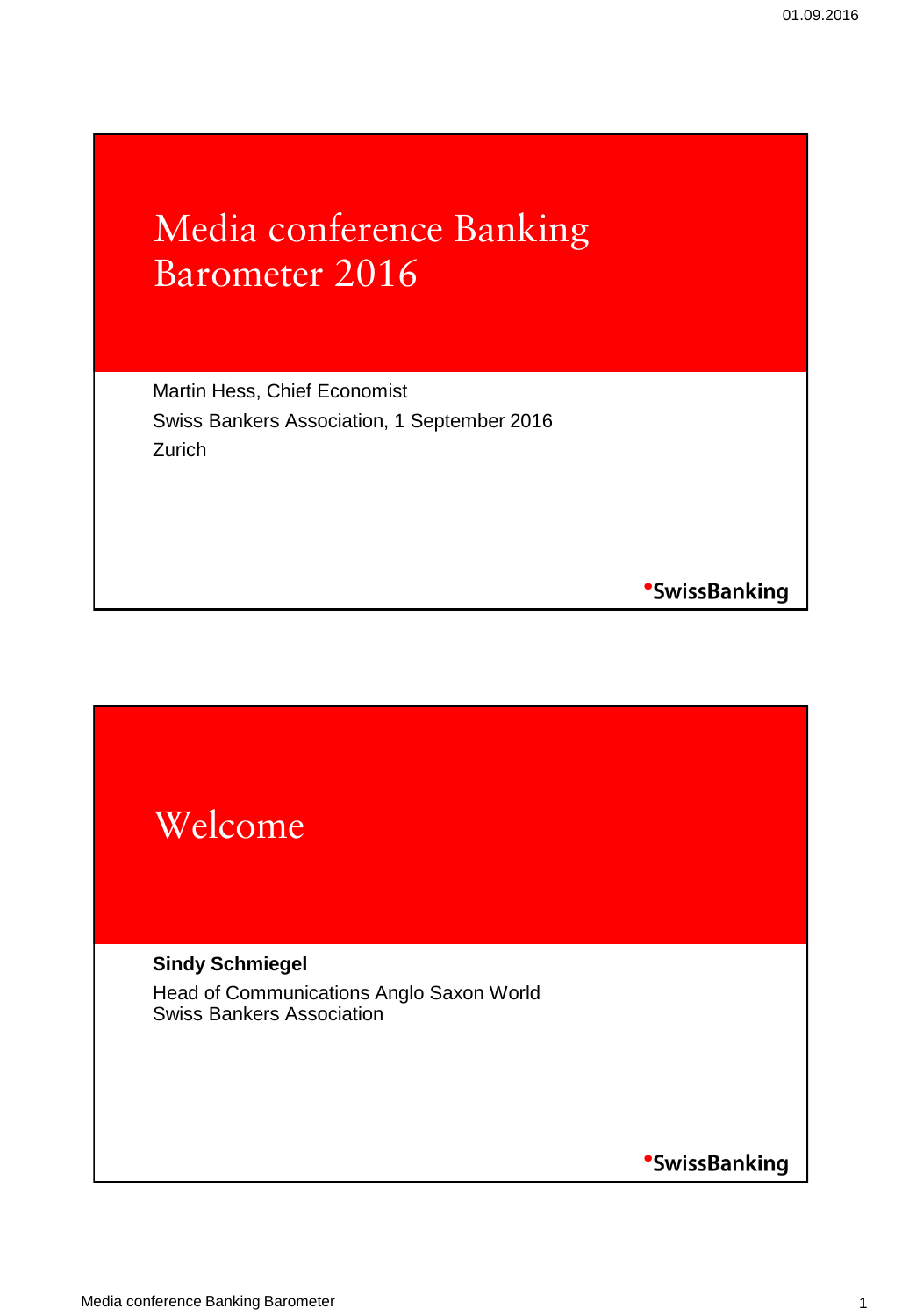# Media conference Banking Barometer 2016

Martin Hess, Chief Economist

Swiss Bankers Association, 1 September 2016

Zurich

•SwissBanking

# Welcome

**Sindy Schmiegel**

Head of Communications Anglo Saxon World

Swiss Bankers Association

•SwissBanking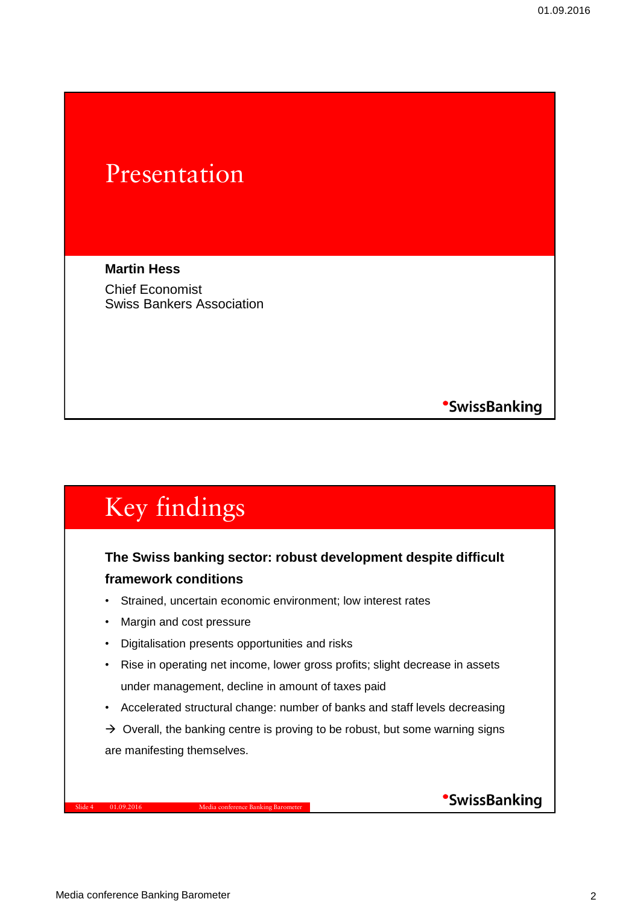# Presentation

**Martin Hess**

Chief Economist
Swiss Bankers Association

•SwissBanking

# Key findings

**The Swiss banking sector: robust development despite difficult framework conditions**

- Strained, uncertain economic environment; low interest rates
- Margin and cost pressure
- Digitalisation presents opportunities and risks
- Rise in operating net income, lower gross profits; slight decrease in assets under management, decline in amount of taxes paid
- Accelerated structural change: number of banks and staff levels decreasing

→ Overall, the banking centre is proving to be robust, but some warning signs are manifesting themselves.

Slide 4 01.09.2016 Media conference Banking Barometer

•SwissBanking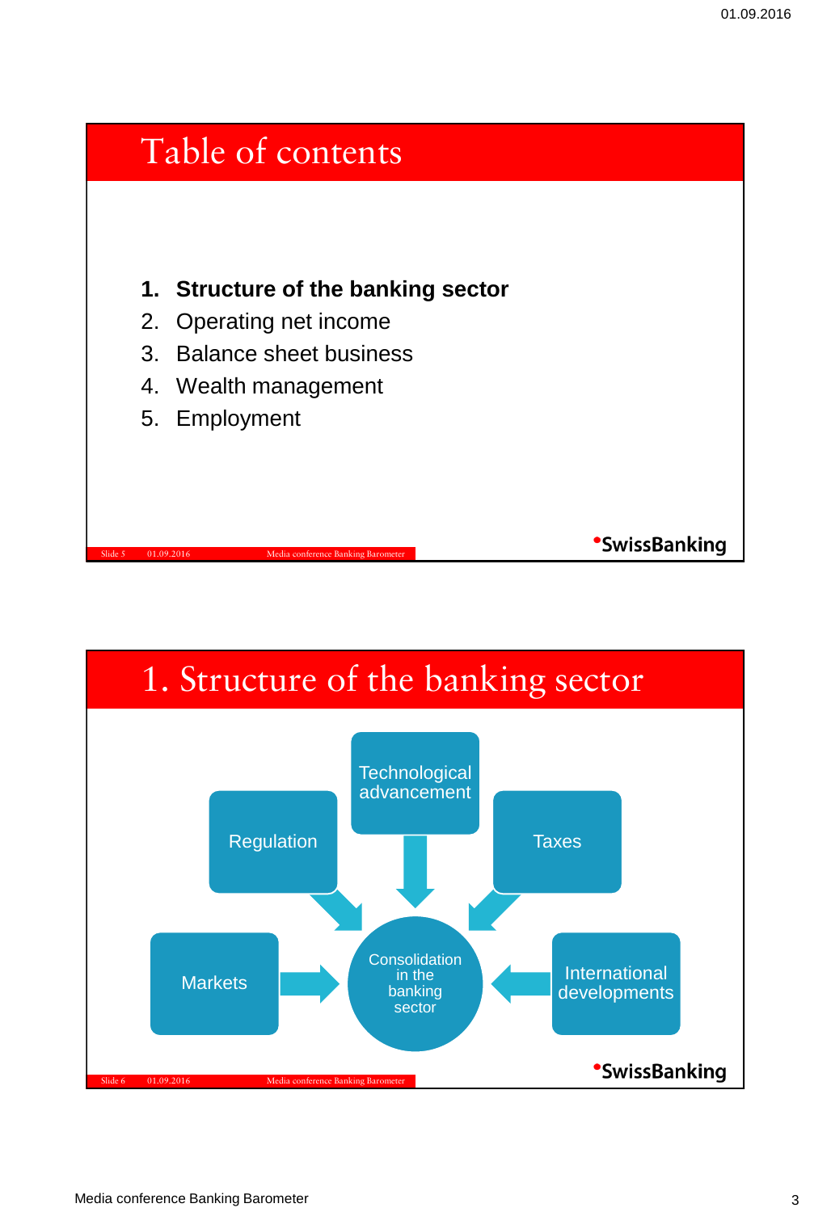# Table of contents

1. **Structure of the banking sector**
2. Operating net income
3. Balance sheet business
4. Wealth management
5. Employment

# 1. Structure of the banking sector

- Regulation
- Technological advancement
- Taxes
- Markets
- International developments

→ Consolidation in the banking sector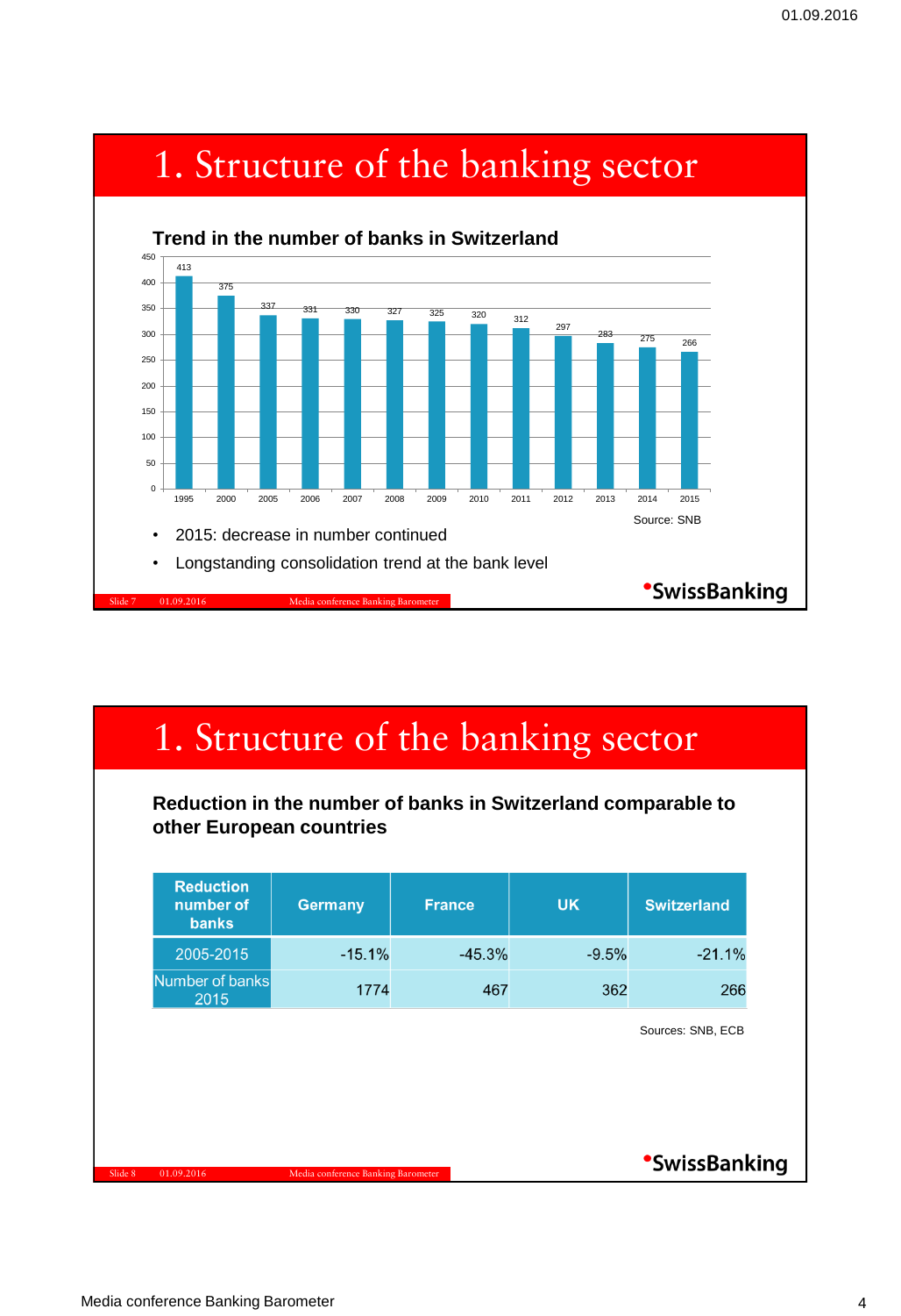# 1. Structure of the banking sector

## Trend in the number of banks in Switzerland

| Year | Number of banks |
| --- | --- |
| 1995 | 413 |
| 2000 | 375 |
| 2005 | 337 |
| 2006 | 331 |
| 2007 | 330 |
| 2008 | 327 |
| 2009 | 325 |
| 2010 | 320 |
| 2011 | 312 |
| 2012 | 297 |
| 2013 | 283 |
| 2014 | 275 |
| 2015 | 266 |

Source: SNB

- 2015: decrease in number continued
- Longstanding consolidation trend at the bank level

Slide 7 01.09.2016 Media conference Banking Barometer

SwissBanking

# 1. Structure of the banking sector

## Reduction in the number of banks in Switzerland comparable to other European countries

| Reduction number of banks | Germany | France | UK | Switzerland |
| --- | --- | --- | --- | --- |
| 2005-2015 | -15.1% | -45.3% | -9.5% | -21.1% |
| Number of banks 2015 | 1774 | 467 | 362 | 266 |

Sources: SNB, ECB

Slide 8 01.09.2016 Media conference Banking Barometer

SwissBanking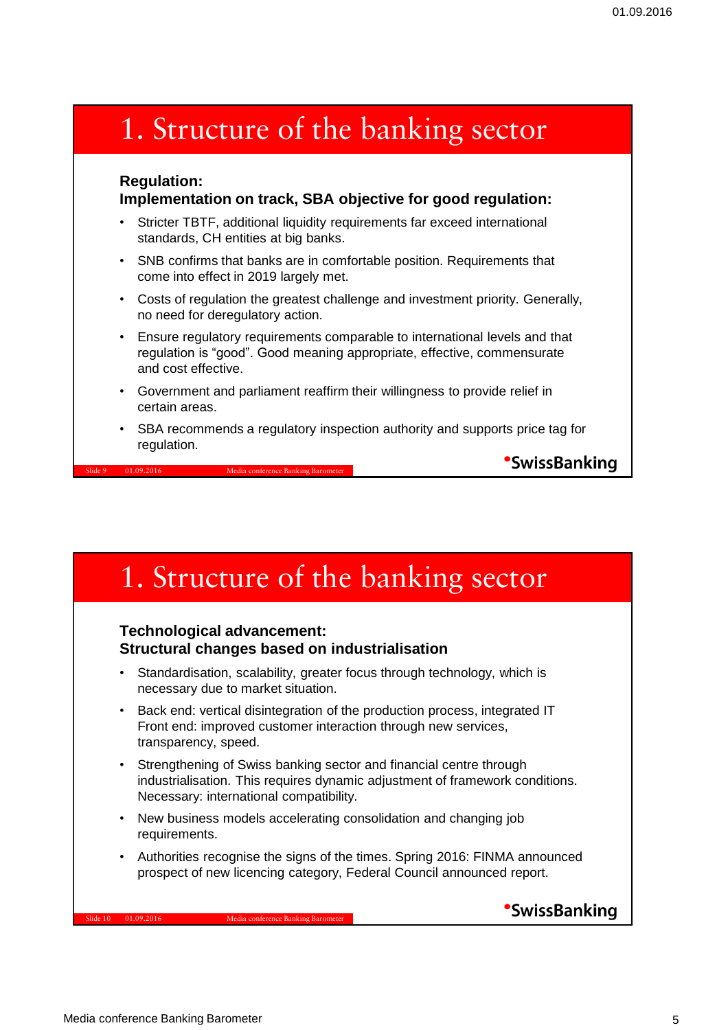# 1. Structure of the banking sector

**Regulation:**
**Implementation on track, SBA objective for good regulation:**

- Stricter TBTF, additional liquidity requirements far exceed international standards, CH entities at big banks.
- SNB confirms that banks are in comfortable position. Requirements that come into effect in 2019 largely met.
- Costs of regulation the greatest challenge and investment priority. Generally, no need for deregulatory action.
- Ensure regulatory requirements comparable to international levels and that regulation is "good". Good meaning appropriate, effective, commensurate and cost effective.
- Government and parliament reaffirm their willingness to provide relief in certain areas.
- SBA recommends a regulatory inspection authority and supports price tag for regulation.

Slide 9 01.09.2016 Media conference Banking Barometer

•SwissBanking

# 1. Structure of the banking sector

**Technological advancement:**
**Structural changes based on industrialisation**

- Standardisation, scalability, greater focus through technology, which is necessary due to market situation.
- Back end: vertical disintegration of the production process, integrated IT Front end: improved customer interaction through new services, transparency, speed.
- Strengthening of Swiss banking sector and financial centre through industrialisation. This requires dynamic adjustment of framework conditions. Necessary: international compatibility.
- New business models accelerating consolidation and changing job requirements.
- Authorities recognise the signs of the times. Spring 2016: FINMA announced prospect of new licencing category, Federal Council announced report.

Slide 10 01.09.2016 Media conference Banking Barometer

•SwissBanking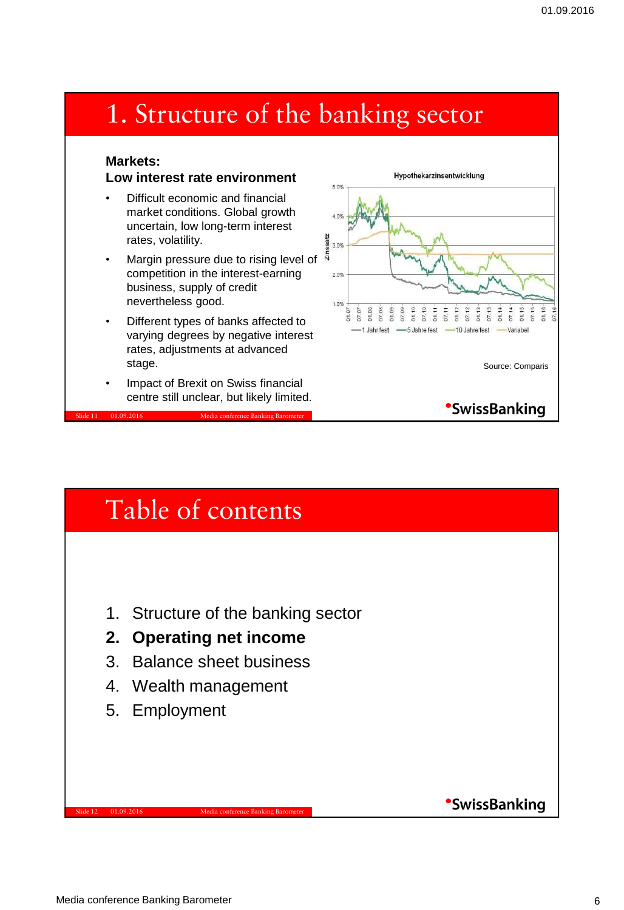# 1. Structure of the banking sector

**Markets:**
**Low interest rate environment**

- Difficult economic and financial market conditions. Global growth uncertain, low long-term interest rates, volatility.
- Margin pressure due to rising level of competition in the interest-earning business, supply of credit nevertheless good.
- Different types of banks affected to varying degrees by negative interest rates, adjustments at advanced stage.
- Impact of Brexit on Swiss financial centre still unclear, but likely limited.

Hypothekarzinsentwicklung

Source: Comparis

# Table of contents

1. Structure of the banking sector
2. **Operating net income**
3. Balance sheet business
4. Wealth management
5. Employment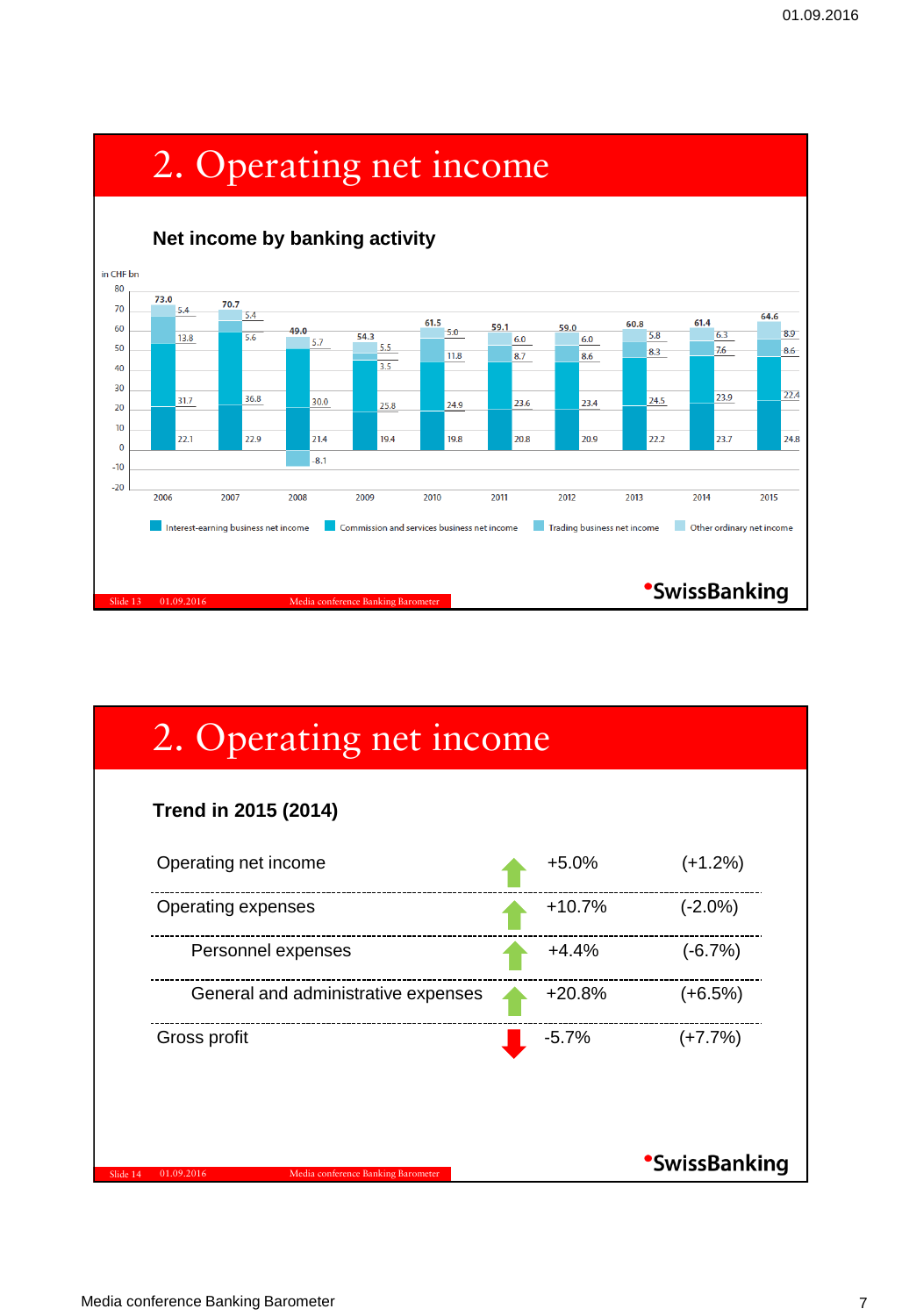# 2. Operating net income

## Net income by banking activity

in CHF bn

| Year | Interest-earning business net income | Commission and services business net income | Trading business net income | Other ordinary net income | Total |
|---|---|---|---|---|---|
| 2006 | 22.1 | 31.7 | 13.8 | 5.4 | 73.0 |
| 2007 | 22.9 | 36.8 | 5.6 | 5.4 | 70.7 |
| 2008 | 21.4 | 30.0 | -8.1 | 5.7 | 49.0 |
| 2009 | 19.4 | 25.8 | 3.5 | 5.5 | 54.3 |
| 2010 | 19.8 | 24.9 | 11.8 | 5.0 | 61.5 |
| 2011 | 20.8 | 23.6 | 8.7 | 6.0 | 59.1 |
| 2012 | 20.9 | 23.4 | 8.6 | 6.0 | 59.0 |
| 2013 | 22.2 | 24.5 | 8.3 | 5.8 | 60.8 |
| 2014 | 23.7 | 23.9 | 7.6 | 6.3 | 61.4 |
| 2015 | 24.8 | 22.4 | 8.6 | 8.9 | 64.6 |

Slide 13 01.09.2016 Media conference Banking Barometer

SwissBanking

# 2. Operating net income

## Trend in 2015 (2014)

| | | 2015 | (2014) |
|---|---|---|---|
| Operating net income | ↑ | +5.0% | (+1.2%) |
| Operating expenses | ↑ | +10.7% | (-2.0%) |
| Personnel expenses | ↑ | +4.4% | (-6.7%) |
| General and administrative expenses | ↑ | +20.8% | (+6.5%) |
| Gross profit | ↓ | -5.7% | (+7.7%) |

Slide 14 01.09.2016 Media conference Banking Barometer

SwissBanking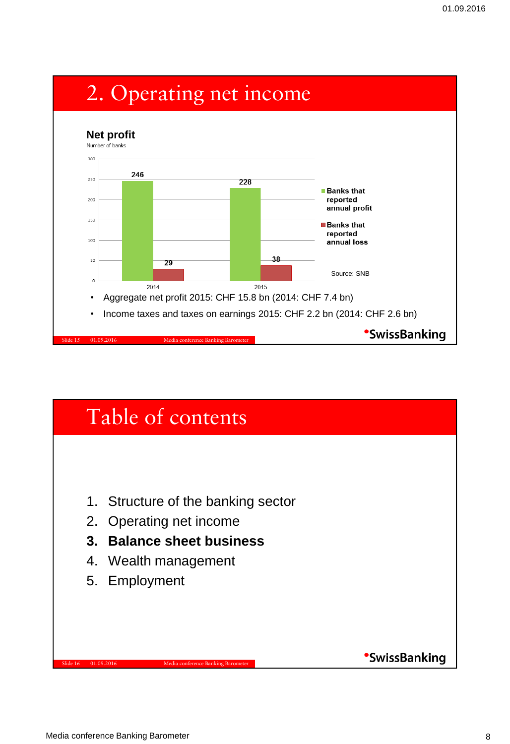# 2. Operating net income

**Net profit**

Number of banks

| | 2014 | 2015 |
|---|---|---|
| Banks that reported annual profit | 246 | 228 |
| Banks that reported annual loss | 29 | 38 |

Source: SNB

- Aggregate net profit 2015: CHF 15.8 bn (2014: CHF 7.4 bn)
- Income taxes and taxes on earnings 2015: CHF 2.2 bn (2014: CHF 2.6 bn)

Slide 15 01.09.2016 Media conference Banking Barometer

SwissBanking

# Table of contents

1. Structure of the banking sector
2. Operating net income
3. **Balance sheet business**
4. Wealth management
5. Employment

Slide 16 01.09.2016 Media conference Banking Barometer

SwissBanking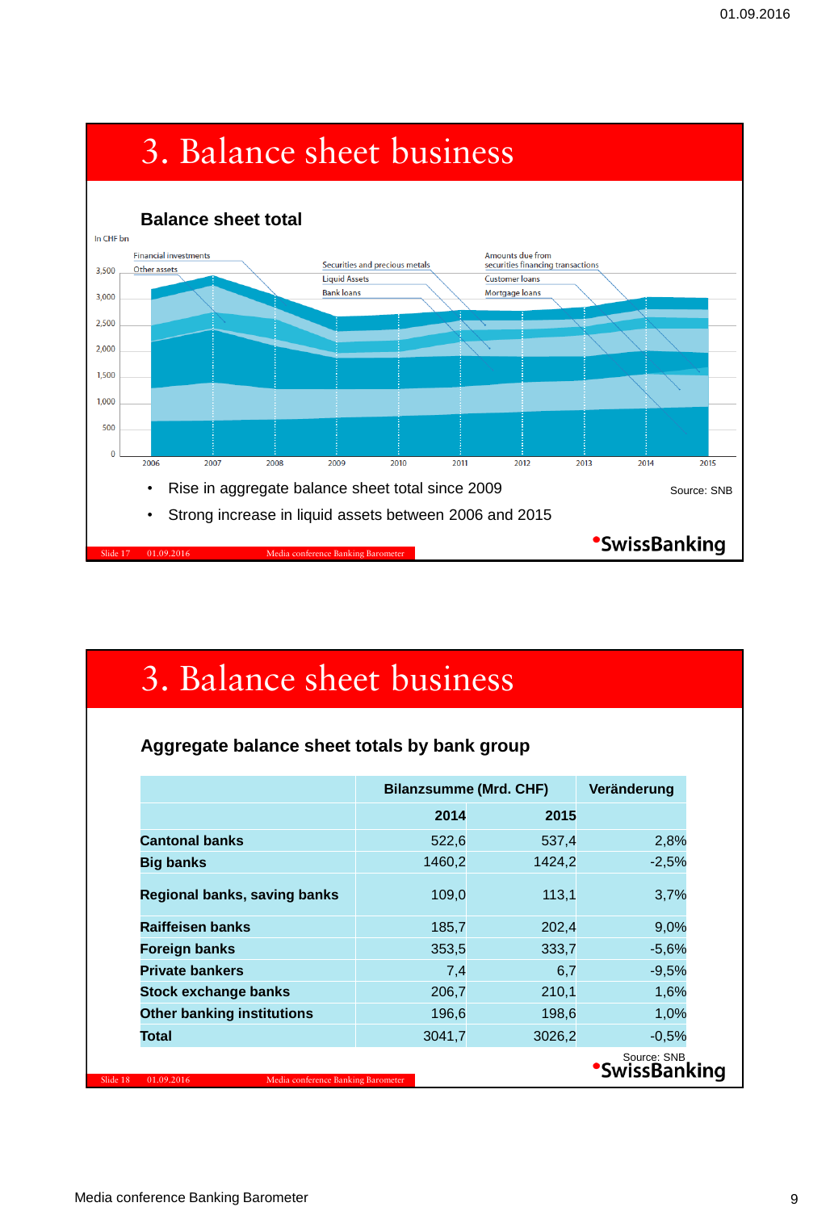# 3. Balance sheet business

## Balance sheet total

In CHF bn

Financial investments
Other assets
Securities and precious metals
Liquid Assets
Bank loans
Amounts due from securities financing transactions
Customer loans
Mortgage loans

- Rise in aggregate balance sheet total since 2009
- Strong increase in liquid assets between 2006 and 2015

Source: SNB

Slide 17 01.09.2016 Media conference Banking Barometer

# 3. Balance sheet business

## Aggregate balance sheet totals by bank group

| | Bilanzsumme (Mrd. CHF) | | Veränderung |
|---|---|---|---|
| | 2014 | 2015 | |
| **Cantonal banks** | 522,6 | 537,4 | 2,8% |
| **Big banks** | 1460,2 | 1424,2 | -2,5% |
| **Regional banks, saving banks** | 109,0 | 113,1 | 3,7% |
| **Raiffeisen banks** | 185,7 | 202,4 | 9,0% |
| **Foreign banks** | 353,5 | 333,7 | -5,6% |
| **Private bankers** | 7,4 | 6,7 | -9,5% |
| **Stock exchange banks** | 206,7 | 210,1 | 1,6% |
| **Other banking institutions** | 196,6 | 198,6 | 1,0% |
| **Total** | 3041,7 | 3026,2 | -0,5% |

Source: SNB

Slide 18 01.09.2016 Media conference Banking Barometer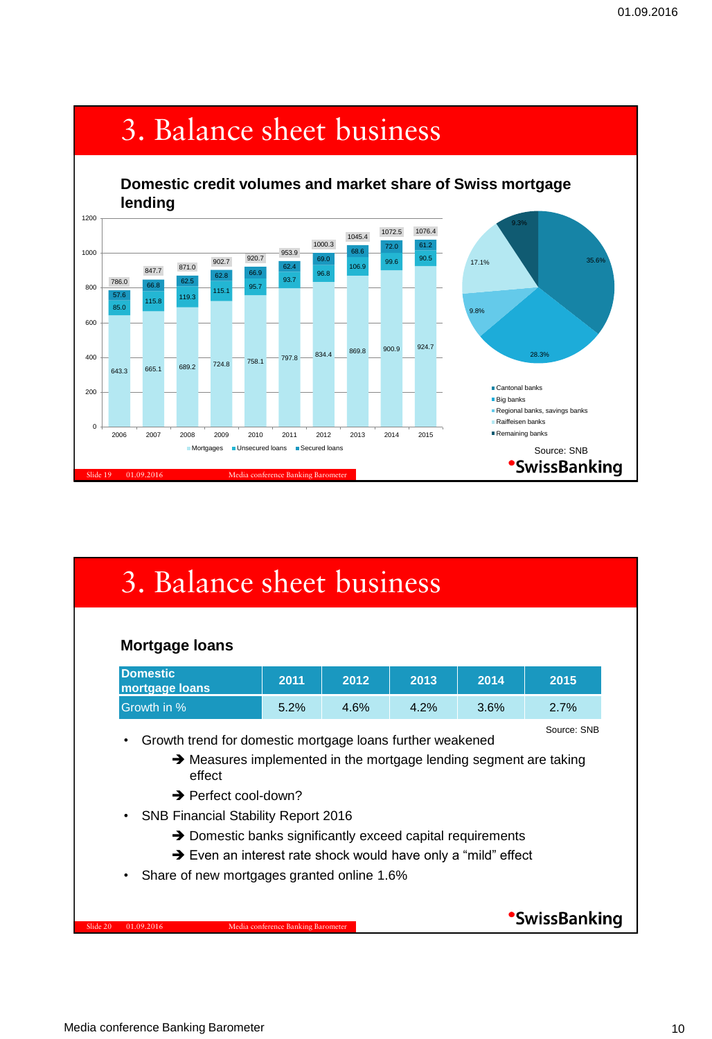# 3. Balance sheet business

## Domestic credit volumes and market share of Swiss mortgage lending

| Year | Mortgages | Unsecured loans | Secured loans | Total |
|---|---|---|---|---|
| 2006 | 643.3 | 85.0 | 57.6 | 786.0 |
| 2007 | 665.1 | 115.8 | 66.8 | 847.7 |
| 2008 | 689.2 | 119.3 | 62.5 | 871.0 |
| 2009 | 724.8 | 115.1 | 62.8 | 902.7 |
| 2010 | 758.1 | 95.7 | 66.9 | 920.7 |
| 2011 | 797.8 | 93.7 | 62.4 | 953.9 |
| 2012 | 834.4 | 96.8 | 69.0 | 1000.3 |
| 2013 | 869.8 | 106.9 | 68.6 | 1045.4 |
| 2014 | 900.9 | 99.6 | 72.0 | 1072.5 |
| 2015 | 924.7 | 90.5 | 61.2 | 1076.4 |

| Market share of Swiss mortgage lending | % |
|---|---|
| Cantonal banks | 35.6% |
| Big banks | 28.3% |
| Regional banks, savings banks | 9.8% |
| Raiffeisen banks | 17.1% |
| Remaining banks | 9.3% |

Source: SNB

SwissBanking

# 3. Balance sheet business

## Mortgage loans

| Domestic mortgage loans | 2011 | 2012 | 2013 | 2014 | 2015 |
|---|---|---|---|---|---|
| Growth in % | 5.2% | 4.6% | 4.2% | 3.6% | 2.7% |

Source: SNB

- Growth trend for domestic mortgage loans further weakened
  - ➔ Measures implemented in the mortgage lending segment are taking effect
  - ➔ Perfect cool-down?
- SNB Financial Stability Report 2016
  - ➔ Domestic banks significantly exceed capital requirements
  - ➔ Even an interest rate shock would have only a "mild" effect
- Share of new mortgages granted online 1.6%

SwissBanking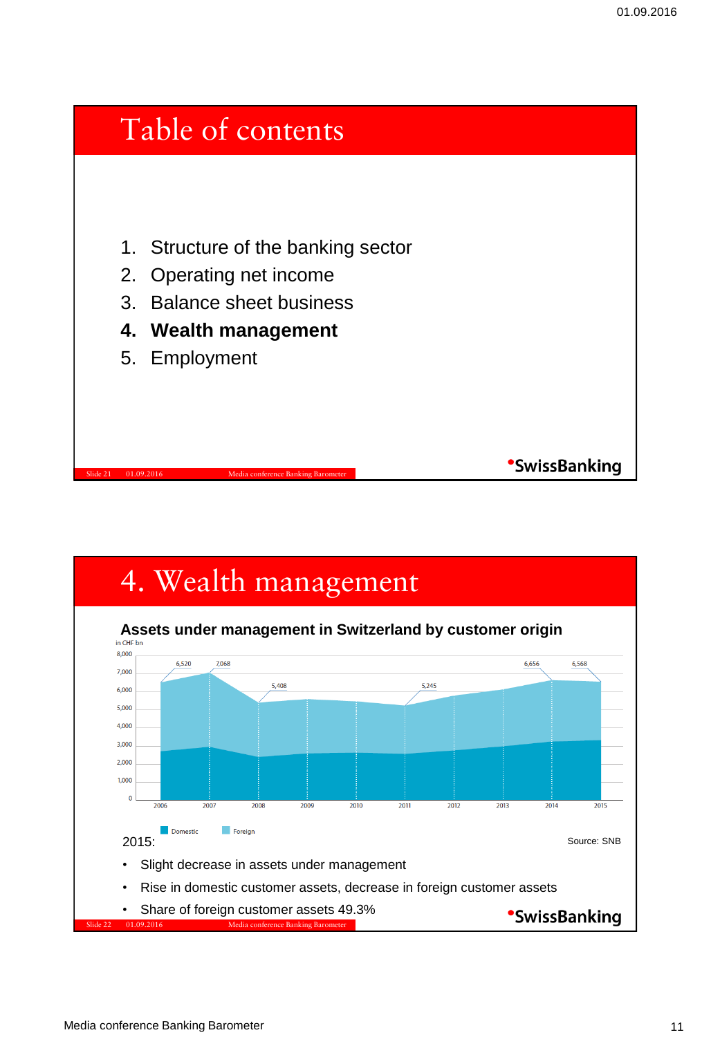# Table of contents

1. Structure of the banking sector
2. Operating net income
3. Balance sheet business
4. **Wealth management**
5. Employment

# 4. Wealth management

**Assets under management in Switzerland by customer origin**

in CHF bn

| Year | Total |
|---|---|
| 2006 | 6,520 |
| 2007 | 7,068 |
| 2008 | 5,408 |
| 2011 | 5,245 |
| 2014 | 6,656 |
| 2015 | 6,568 |

Domestic / Foreign

Source: SNB

2015:

- Slight decrease in assets under management
- Rise in domestic customer assets, decrease in foreign customer assets
- Share of foreign customer assets 49.3%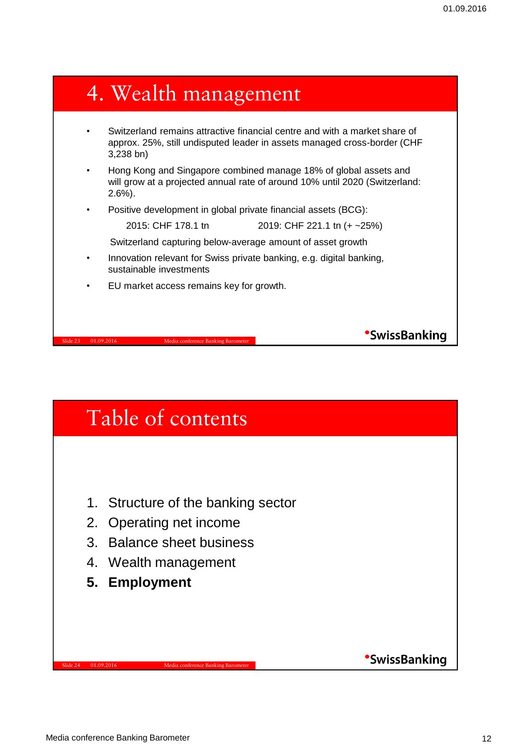# 4. Wealth management

- Switzerland remains attractive financial centre and with a market share of approx. 25%, still undisputed leader in assets managed cross-border (CHF 3,238 bn)
- Hong Kong and Singapore combined manage 18% of global assets and will grow at a projected annual rate of around 10% until 2020 (Switzerland: 2.6%).
- Positive development in global private financial assets (BCG):

  2015: CHF 178.1 tn          2019: CHF 221.1 tn (+ ~25%)

  Switzerland capturing below-average amount of asset growth
- Innovation relevant for Swiss private banking, e.g. digital banking, sustainable investments
- EU market access remains key for growth.

# Table of contents

1. Structure of the banking sector
2. Operating net income
3. Balance sheet business
4. Wealth management
5. **Employment**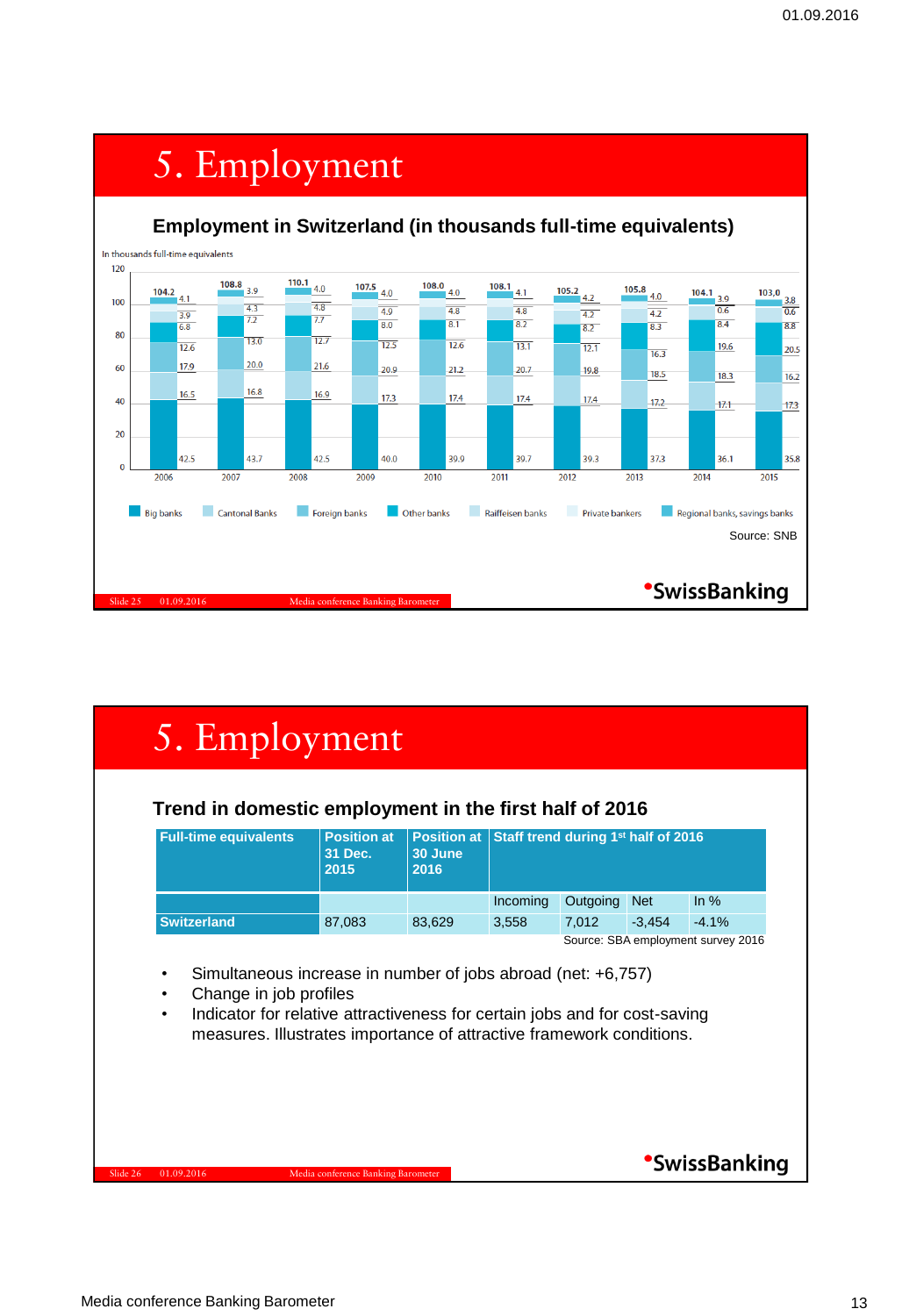# 5. Employment

## Employment in Switzerland (in thousands full-time equivalents)

In thousands full-time equivalents

| Year | Total | Big banks | Cantonal Banks | Foreign banks | Other banks | Raiffeisen banks | Private bankers | Regional banks, savings banks |
|---|---|---|---|---|---|---|---|---|
| 2006 | 104.2 | 42.5 | 16.5 | 17.9 | 12.6 | 6.8 | 3.9 | 4.1 |
| 2007 | 108.8 | 43.7 | 16.8 | 20.0 | 13.0 | 7.2 | 4.3 | 3.9 |
| 2008 | 110.1 | 42.5 | 16.9 | 21.6 | 12.7 | 7.7 | 4.8 | 4.0 |
| 2009 | 107.5 | 40.0 | 17.3 | 20.9 | 12.5 | 8.0 | 4.9 | 4.0 |
| 2010 | 108.0 | 39.9 | 17.4 | 21.2 | 12.6 | 8.1 | 4.8 | 4.0 |
| 2011 | 108.1 | 39.7 | 17.4 | 20.7 | 13.1 | 8.2 | 4.8 | 4.1 |
| 2012 | 105.2 | 39.3 | 17.4 | 19.8 | 12.1 | 8.2 | 4.2 | 4.2 |
| 2013 | 105.8 | 37.3 | 17.2 | 18.5 | 16.3 | 8.3 | 4.2 | 4.0 |
| 2014 | 104.1 | 36.1 | 17.1 | 18.3 | 19.6 | 8.4 | 0.6 | 3.9 |
| 2015 | 103,0 | 35.8 | 17.3 | 16.2 | 20.5 | 8.8 | 0.6 | 3.8 |

Source: SNB

# 5. Employment

## Trend in domestic employment in the first half of 2016

| Full-time equivalents | Position at 31 Dec. 2015 | Position at 30 June 2016 | Staff trend during 1st half of 2016 | | | |
|---|---|---|---|---|---|---|
| | | | Incoming | Outgoing | Net | In % |
| Switzerland | 87,083 | 83,629 | 3,558 | 7,012 | -3,454 | -4.1% |

Source: SBA employment survey 2016

- Simultaneous increase in number of jobs abroad (net: +6,757)
- Change in job profiles
- Indicator for relative attractiveness for certain jobs and for cost-saving measures. Illustrates importance of attractive framework conditions.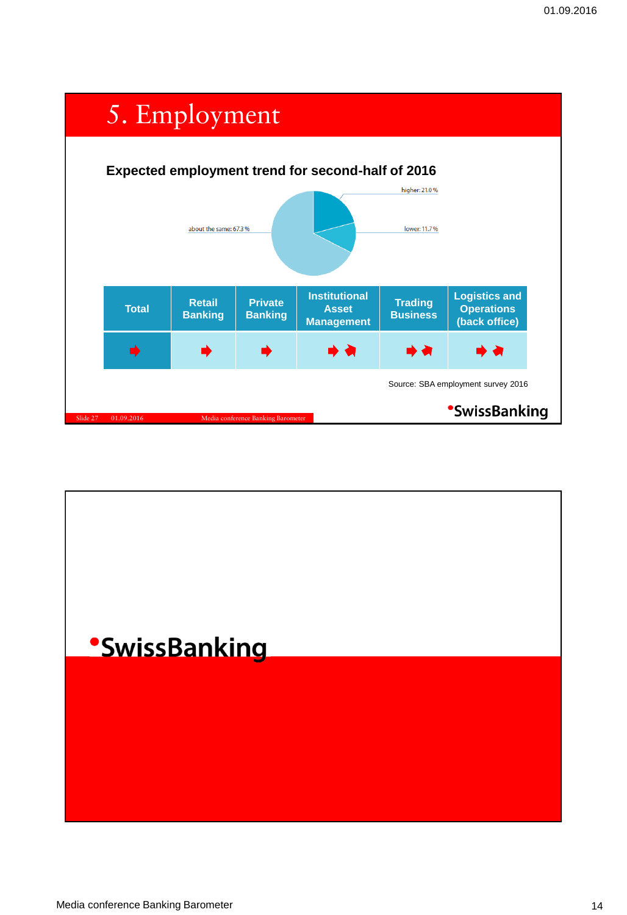# 5. Employment

**Expected employment trend for second-half of 2016**

higher: 21.0 %

about the same: 67.3 %

lower: 11.7 %

| Total | Retail Banking | Private Banking | Institutional Asset Management | Trading Business | Logistics and Operations (back office) |
|---|---|---|---|---|---|
| ➡ | ➡ | ➡ | ➡ ↘ | ➡ ↘ | ➡ ↘ |

Source: SBA employment survey 2016

Slide 27 01.09.2016 Media conference Banking Barometer

•SwissBanking

•SwissBanking